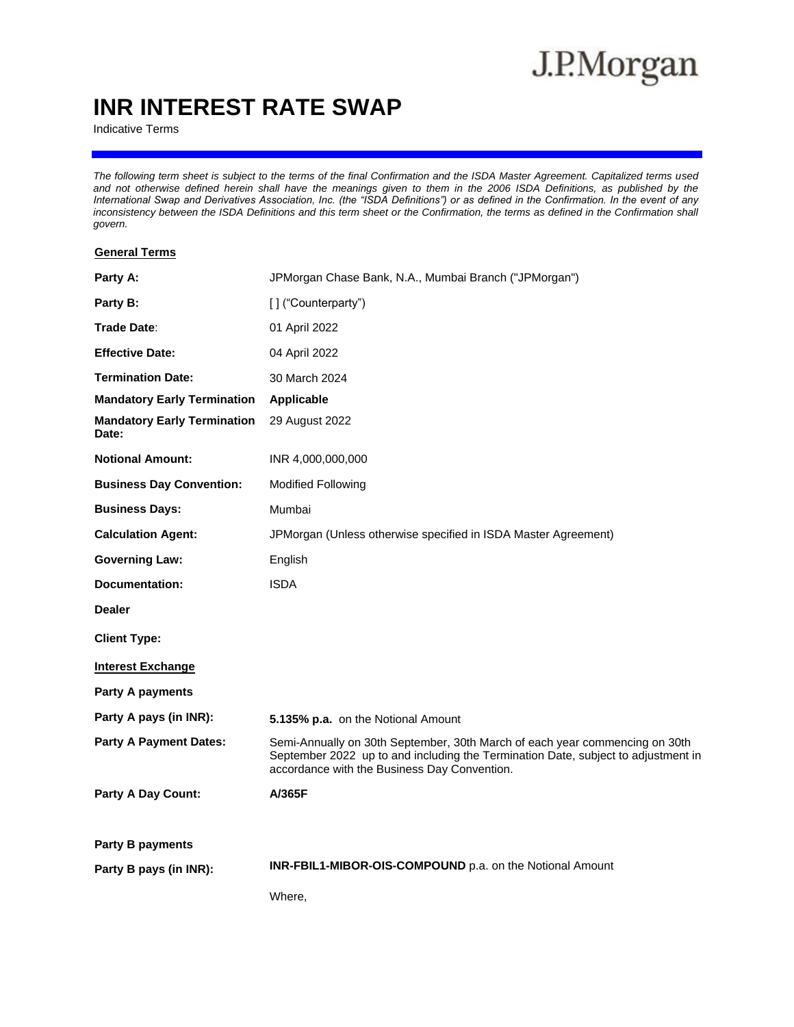J.P.Morgan

# INR INTEREST RATE SWAP

Indicative Terms

*The following term sheet is subject to the terms of the final Confirmation and the ISDA Master Agreement. Capitalized terms used and not otherwise defined herein shall have the meanings given to them in the 2006 ISDA Definitions, as published by the International Swap and Derivatives Association, Inc. (the "ISDA Definitions") or as defined in the Confirmation. In the event of any inconsistency between the ISDA Definitions and this term sheet or the Confirmation, the terms as defined in the Confirmation shall govern.*

**General Terms**

| | |
|---|---|
| **Party A:** | JPMorgan Chase Bank, N.A., Mumbai Branch ("JPMorgan") |
| **Party B:** | [ ] ("Counterparty") |
| **Trade Date**: | 01 April 2022 |
| **Effective Date:** | 04 April 2022 |
| **Termination Date:** | 30 March 2024 |
| **Mandatory Early Termination** | **Applicable** |
| **Mandatory Early Termination Date:** | 29 August 2022 |
| **Notional Amount:** | INR 4,000,000,000 |
| **Business Day Convention:** | Modified Following |
| **Business Days:** | Mumbai |
| **Calculation Agent:** | JPMorgan (Unless otherwise specified in ISDA Master Agreement) |
| **Governing Law:** | English |
| **Documentation:** | ISDA |
| **Dealer** | |
| **Client Type:** | |

**Interest Exchange**

| | |
|---|---|
| **Party A payments** | |
| **Party A pays (in INR):** | **5.135% p.a.** on the Notional Amount |
| **Party A Payment Dates:** | Semi-Annually on 30th September, 30th March of each year commencing on 30th September 2022 up to and including the Termination Date, subject to adjustment in accordance with the Business Day Convention. |
| **Party A Day Count:** | **A/365F** |
| **Party B payments** | |
| **Party B pays (in INR):** | **INR-FBIL1-MIBOR-OIS-COMPOUND** p.a. on the Notional Amount |
| | Where, |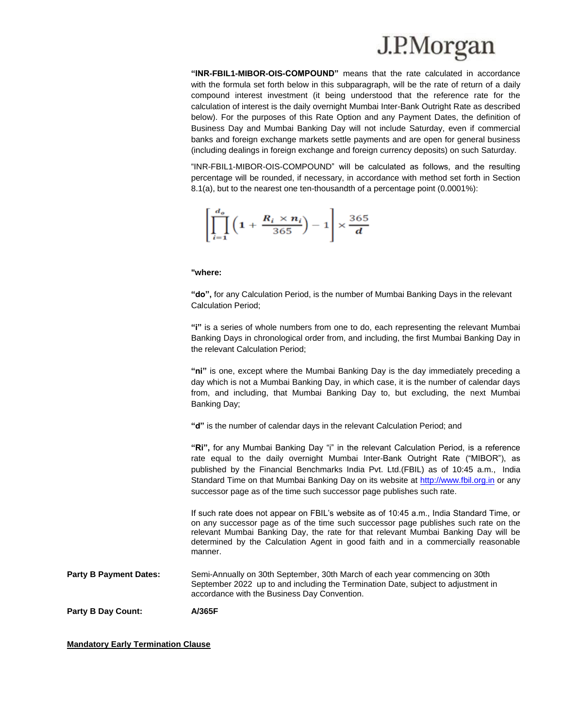**"INR-FBIL1-MIBOR-OIS-COMPOUND"** means that the rate calculated in accordance with the formula set forth below in this subparagraph, will be the rate of return of a daily compound interest investment (it being understood that the reference rate for the calculation of interest is the daily overnight Mumbai Inter-Bank Outright Rate as described below). For the purposes of this Rate Option and any Payment Dates, the definition of Business Day and Mumbai Banking Day will not include Saturday, even if commercial banks and foreign exchange markets settle payments and are open for general business (including dealings in foreign exchange and foreign currency deposits) on such Saturday.

"INR-FBIL1-MIBOR-OIS-COMPOUND" will be calculated as follows, and the resulting percentage will be rounded, if necessary, in accordance with method set forth in Section 8.1(a), but to the nearest one ten-thousandth of a percentage point (0.0001%):

$$\left[\prod_{i=1}^{d_o}\left(1+\frac{R_i \times n_i}{365}\right)-1\right] \times \frac{365}{d}$$

**"where:**

**"do",** for any Calculation Period, is the number of Mumbai Banking Days in the relevant Calculation Period;

**"i"** is a series of whole numbers from one to do, each representing the relevant Mumbai Banking Days in chronological order from, and including, the first Mumbai Banking Day in the relevant Calculation Period;

**"ni"** is one, except where the Mumbai Banking Day is the day immediately preceding a day which is not a Mumbai Banking Day, in which case, it is the number of calendar days from, and including, that Mumbai Banking Day to, but excluding, the next Mumbai Banking Day;

**"d"** is the number of calendar days in the relevant Calculation Period; and

**"Ri",** for any Mumbai Banking Day "i" in the relevant Calculation Period, is a reference rate equal to the daily overnight Mumbai Inter-Bank Outright Rate ("MIBOR"), as published by the Financial Benchmarks India Pvt. Ltd.(FBIL) as of 10:45 a.m., India Standard Time on that Mumbai Banking Day on its website at http://www.fbil.org.in or any successor page as of the time such successor page publishes such rate.

If such rate does not appear on FBIL's website as of 10:45 a.m., India Standard Time, or on any successor page as of the time such successor page publishes such rate on the relevant Mumbai Banking Day, the rate for that relevant Mumbai Banking Day will be determined by the Calculation Agent in good faith and in a commercially reasonable manner.

**Party B Payment Dates:** Semi-Annually on 30th September, 30th March of each year commencing on 30th September 2022 up to and including the Termination Date, subject to adjustment in accordance with the Business Day Convention.

**Party B Day Count:** **A/365F**

**Mandatory Early Termination Clause**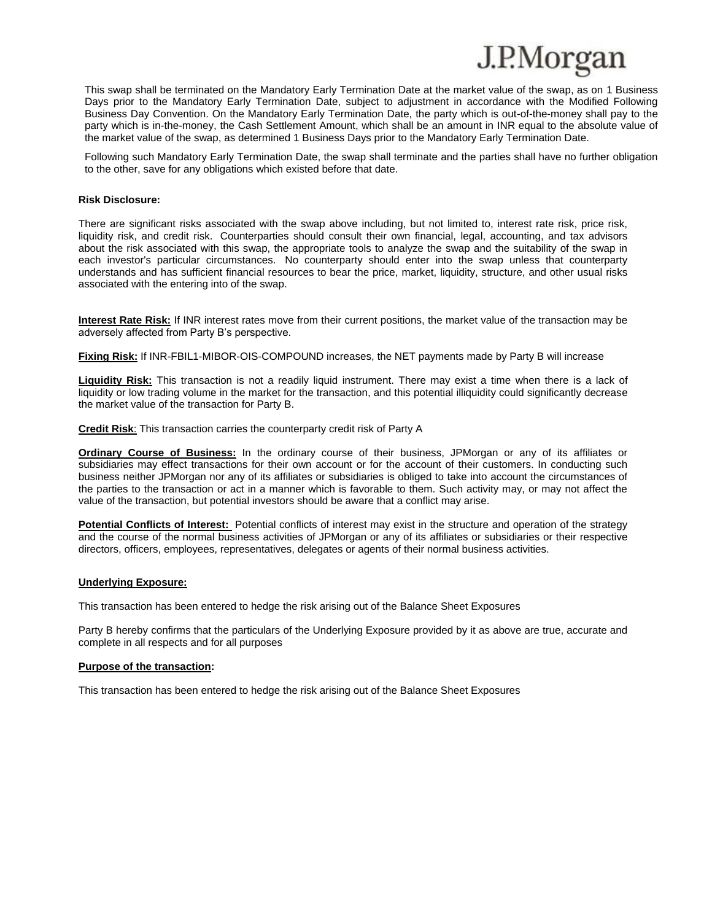This swap shall be terminated on the Mandatory Early Termination Date at the market value of the swap, as on 1 Business Days prior to the Mandatory Early Termination Date, subject to adjustment in accordance with the Modified Following Business Day Convention. On the Mandatory Early Termination Date, the party which is out-of-the-money shall pay to the party which is in-the-money, the Cash Settlement Amount, which shall be an amount in INR equal to the absolute value of the market value of the swap, as determined 1 Business Days prior to the Mandatory Early Termination Date.

Following such Mandatory Early Termination Date, the swap shall terminate and the parties shall have no further obligation to the other, save for any obligations which existed before that date.

**Risk Disclosure:**

There are significant risks associated with the swap above including, but not limited to, interest rate risk, price risk, liquidity risk, and credit risk. Counterparties should consult their own financial, legal, accounting, and tax advisors about the risk associated with this swap, the appropriate tools to analyze the swap and the suitability of the swap in each investor's particular circumstances. No counterparty should enter into the swap unless that counterparty understands and has sufficient financial resources to bear the price, market, liquidity, structure, and other usual risks associated with the entering into of the swap.

**Interest Rate Risk:** If INR interest rates move from their current positions, the market value of the transaction may be adversely affected from Party B's perspective.

**Fixing Risk:** If INR-FBIL1-MIBOR-OIS-COMPOUND increases, the NET payments made by Party B will increase

**Liquidity Risk:** This transaction is not a readily liquid instrument. There may exist a time when there is a lack of liquidity or low trading volume in the market for the transaction, and this potential illiquidity could significantly decrease the market value of the transaction for Party B.

**Credit Risk**: This transaction carries the counterparty credit risk of Party A

**Ordinary Course of Business:** In the ordinary course of their business, JPMorgan or any of its affiliates or subsidiaries may effect transactions for their own account or for the account of their customers. In conducting such business neither JPMorgan nor any of its affiliates or subsidiaries is obliged to take into account the circumstances of the parties to the transaction or act in a manner which is favorable to them. Such activity may, or may not affect the value of the transaction, but potential investors should be aware that a conflict may arise.

**Potential Conflicts of Interest:** Potential conflicts of interest may exist in the structure and operation of the strategy and the course of the normal business activities of JPMorgan or any of its affiliates or subsidiaries or their respective directors, officers, employees, representatives, delegates or agents of their normal business activities.

**Underlying Exposure:**

This transaction has been entered to hedge the risk arising out of the Balance Sheet Exposures

Party B hereby confirms that the particulars of the Underlying Exposure provided by it as above are true, accurate and complete in all respects and for all purposes

**Purpose of the transaction:**

This transaction has been entered to hedge the risk arising out of the Balance Sheet Exposures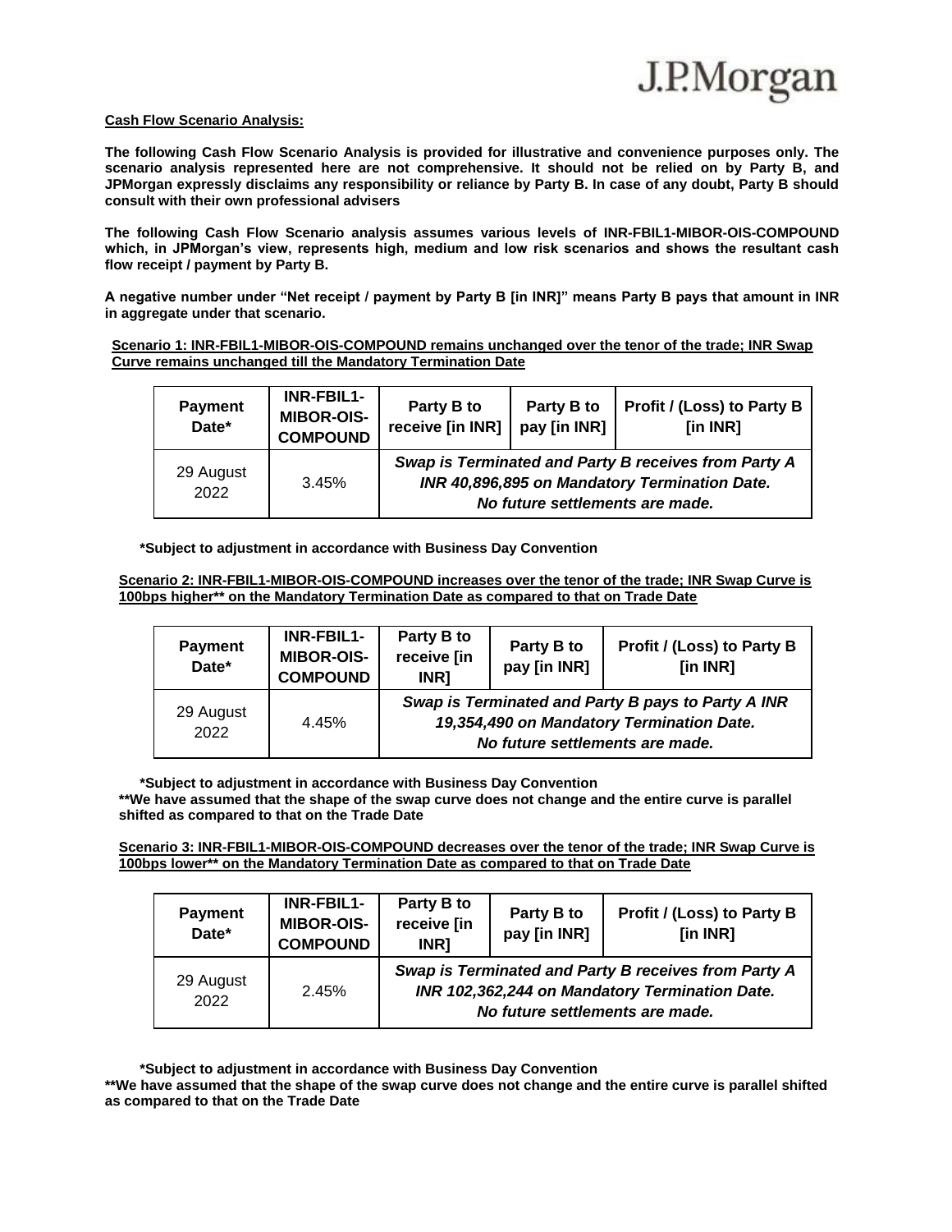**Cash Flow Scenario Analysis:**

**The following Cash Flow Scenario Analysis is provided for illustrative and convenience purposes only. The scenario analysis represented here are not comprehensive. It should not be relied on by Party B, and JPMorgan expressly disclaims any responsibility or reliance by Party B. In case of any doubt, Party B should consult with their own professional advisers**

**The following Cash Flow Scenario analysis assumes various levels of INR-FBIL1-MIBOR-OIS-COMPOUND which, in JPMorgan's view, represents high, medium and low risk scenarios and shows the resultant cash flow receipt / payment by Party B.**

**A negative number under "Net receipt / payment by Party B [in INR]" means Party B pays that amount in INR in aggregate under that scenario.**

**Scenario 1: INR-FBIL1-MIBOR-OIS-COMPOUND remains unchanged over the tenor of the trade; INR Swap Curve remains unchanged till the Mandatory Termination Date**

| Payment Date* | INR-FBIL1-MIBOR-OIS-COMPOUND | Party B to receive [in INR] | Party B to pay [in INR] | Profit / (Loss) to Party B [in INR] |
|---|---|---|---|---|
| 29 August 2022 | 3.45% | ***Swap is Terminated and Party B receives from Party A INR 40,896,895 on Mandatory Termination Date. No future settlements are made.*** | | |

**\*Subject to adjustment in accordance with Business Day Convention**

**Scenario 2: INR-FBIL1-MIBOR-OIS-COMPOUND increases over the tenor of the trade; INR Swap Curve is 100bps higher\*\* on the Mandatory Termination Date as compared to that on Trade Date**

| Payment Date* | INR-FBIL1-MIBOR-OIS-COMPOUND | Party B to receive [in INR] | Party B to pay [in INR] | Profit / (Loss) to Party B [in INR] |
|---|---|---|---|---|
| 29 August 2022 | 4.45% | ***Swap is Terminated and Party B pays to Party A INR 19,354,490 on Mandatory Termination Date. No future settlements are made.*** | | |

**\*Subject to adjustment in accordance with Business Day Convention**
**\*\*We have assumed that the shape of the swap curve does not change and the entire curve is parallel shifted as compared to that on the Trade Date**

**Scenario 3: INR-FBIL1-MIBOR-OIS-COMPOUND decreases over the tenor of the trade; INR Swap Curve is 100bps lower\*\* on the Mandatory Termination Date as compared to that on Trade Date**

| Payment Date* | INR-FBIL1-MIBOR-OIS-COMPOUND | Party B to receive [in INR] | Party B to pay [in INR] | Profit / (Loss) to Party B [in INR] |
|---|---|---|---|---|
| 29 August 2022 | 2.45% | ***Swap is Terminated and Party B receives from Party A INR 102,362,244 on Mandatory Termination Date. No future settlements are made.*** | | |

**\*Subject to adjustment in accordance with Business Day Convention**
**\*\*We have assumed that the shape of the swap curve does not change and the entire curve is parallel shifted as compared to that on the Trade Date**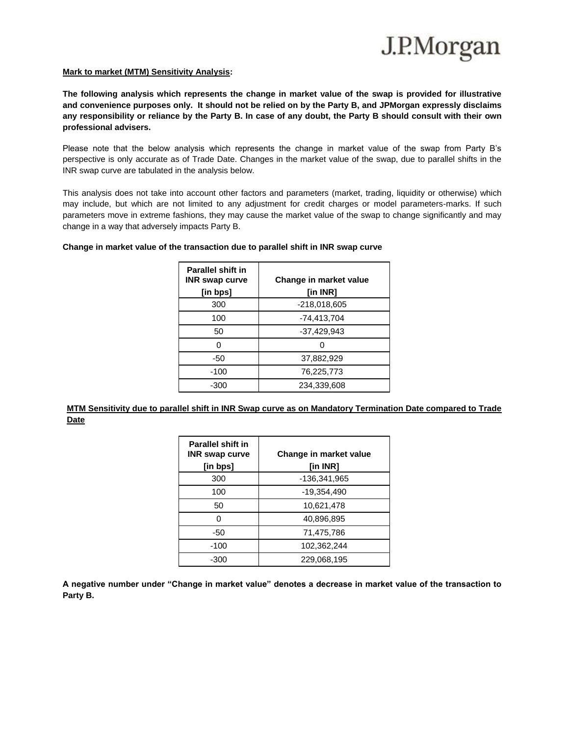**Mark to market (MTM) Sensitivity Analysis:**

**The following analysis which represents the change in market value of the swap is provided for illustrative and convenience purposes only. It should not be relied on by the Party B, and JPMorgan expressly disclaims any responsibility or reliance by the Party B. In case of any doubt, the Party B should consult with their own professional advisers.**

Please note that the below analysis which represents the change in market value of the swap from Party B's perspective is only accurate as of Trade Date. Changes in the market value of the swap, due to parallel shifts in the INR swap curve are tabulated in the analysis below.

This analysis does not take into account other factors and parameters (market, trading, liquidity or otherwise) which may include, but which are not limited to any adjustment for credit charges or model parameters-marks. If such parameters move in extreme fashions, they may cause the market value of the swap to change significantly and may change in a way that adversely impacts Party B.

**Change in market value of the transaction due to parallel shift in INR swap curve**

| Parallel shift in INR swap curve [in bps] | Change in market value [in INR] |
|---|---|
| 300 | -218,018,605 |
| 100 | -74,413,704 |
| 50 | -37,429,943 |
| 0 | 0 |
| -50 | 37,882,929 |
| -100 | 76,225,773 |
| -300 | 234,339,608 |

**MTM Sensitivity due to parallel shift in INR Swap curve as on Mandatory Termination Date compared to Trade Date**

| Parallel shift in INR swap curve [in bps] | Change in market value [in INR] |
|---|---|
| 300 | -136,341,965 |
| 100 | -19,354,490 |
| 50 | 10,621,478 |
| 0 | 40,896,895 |
| -50 | 71,475,786 |
| -100 | 102,362,244 |
| -300 | 229,068,195 |

**A negative number under "Change in market value" denotes a decrease in market value of the transaction to Party B.**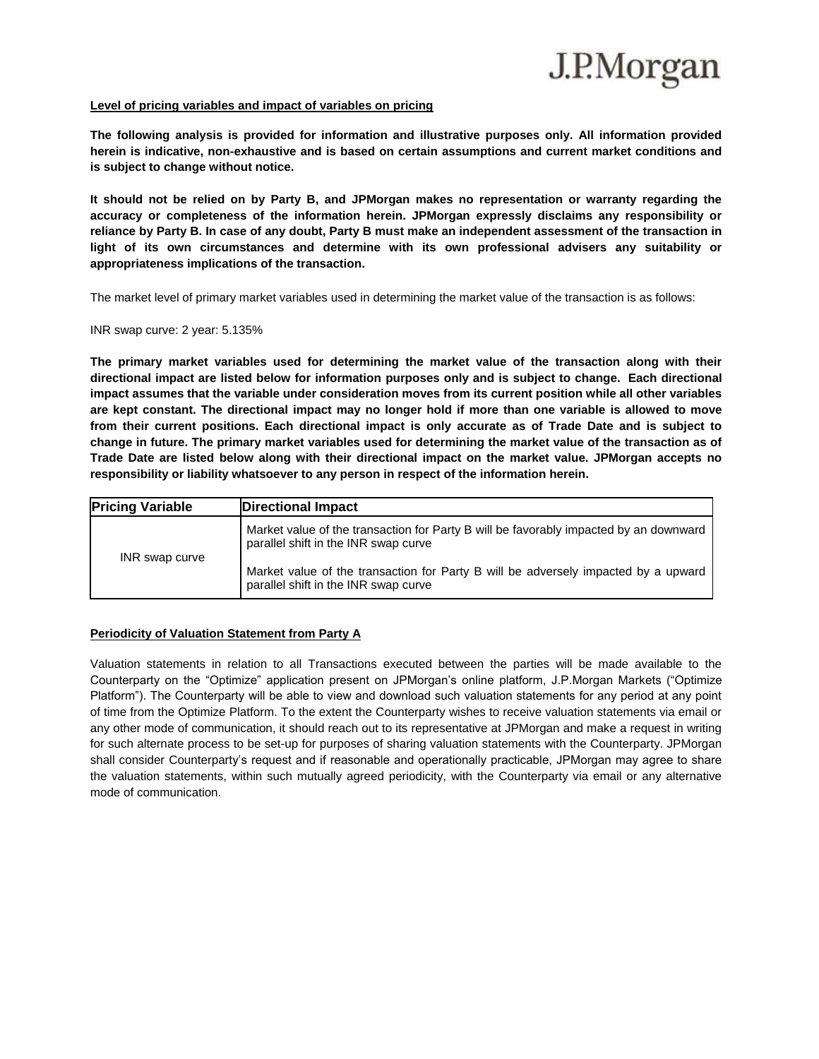**Level of pricing variables and impact of variables on pricing**

**The following analysis is provided for information and illustrative purposes only. All information provided herein is indicative, non-exhaustive and is based on certain assumptions and current market conditions and is subject to change without notice.**

**It should not be relied on by Party B, and JPMorgan makes no representation or warranty regarding the accuracy or completeness of the information herein. JPMorgan expressly disclaims any responsibility or reliance by Party B. In case of any doubt, Party B must make an independent assessment of the transaction in light of its own circumstances and determine with its own professional advisers any suitability or appropriateness implications of the transaction.**

The market level of primary market variables used in determining the market value of the transaction is as follows:

INR swap curve: 2 year: 5.135%

**The primary market variables used for determining the market value of the transaction along with their directional impact are listed below for information purposes only and is subject to change. Each directional impact assumes that the variable under consideration moves from its current position while all other variables are kept constant. The directional impact may no longer hold if more than one variable is allowed to move from their current positions. Each directional impact is only accurate as of Trade Date and is subject to change in future. The primary market variables used for determining the market value of the transaction as of Trade Date are listed below along with their directional impact on the market value. JPMorgan accepts no responsibility or liability whatsoever to any person in respect of the information herein.**

| Pricing Variable | Directional Impact |
|---|---|
| INR swap curve | Market value of the transaction for Party B will be favorably impacted by an downward parallel shift in the INR swap curve<br><br>Market value of the transaction for Party B will be adversely impacted by a upward parallel shift in the INR swap curve |

**Periodicity of Valuation Statement from Party A**

Valuation statements in relation to all Transactions executed between the parties will be made available to the Counterparty on the "Optimize" application present on JPMorgan's online platform, J.P.Morgan Markets ("Optimize Platform"). The Counterparty will be able to view and download such valuation statements for any period at any point of time from the Optimize Platform. To the extent the Counterparty wishes to receive valuation statements via email or any other mode of communication, it should reach out to its representative at JPMorgan and make a request in writing for such alternate process to be set-up for purposes of sharing valuation statements with the Counterparty. JPMorgan shall consider Counterparty's request and if reasonable and operationally practicable, JPMorgan may agree to share the valuation statements, within such mutually agreed periodicity, with the Counterparty via email or any alternative mode of communication.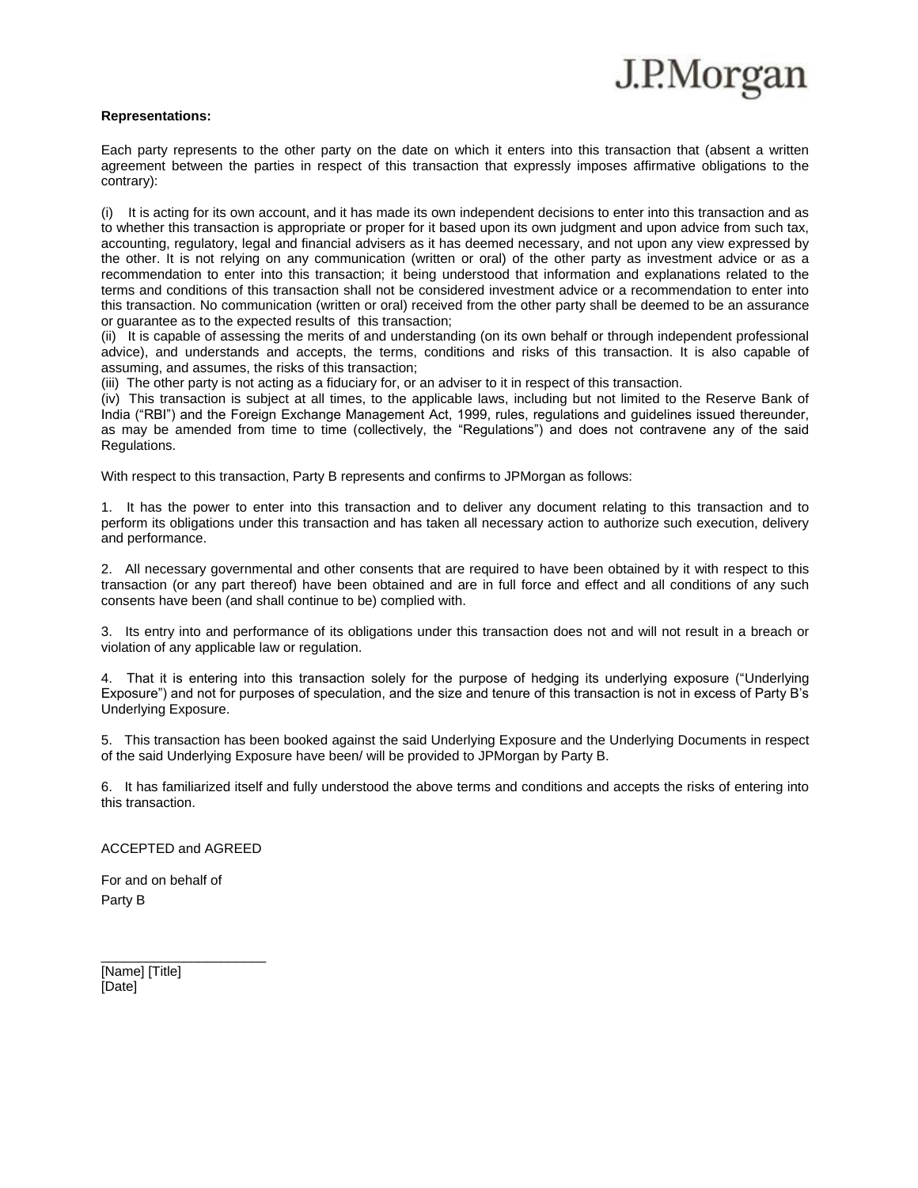**Representations:**

Each party represents to the other party on the date on which it enters into this transaction that (absent a written agreement between the parties in respect of this transaction that expressly imposes affirmative obligations to the contrary):

(i) It is acting for its own account, and it has made its own independent decisions to enter into this transaction and as to whether this transaction is appropriate or proper for it based upon its own judgment and upon advice from such tax, accounting, regulatory, legal and financial advisers as it has deemed necessary, and not upon any view expressed by the other. It is not relying on any communication (written or oral) of the other party as investment advice or as a recommendation to enter into this transaction; it being understood that information and explanations related to the terms and conditions of this transaction shall not be considered investment advice or a recommendation to enter into this transaction. No communication (written or oral) received from the other party shall be deemed to be an assurance or guarantee as to the expected results of this transaction;
(ii) It is capable of assessing the merits of and understanding (on its own behalf or through independent professional advice), and understands and accepts, the terms, conditions and risks of this transaction. It is also capable of assuming, and assumes, the risks of this transaction;
(iii) The other party is not acting as a fiduciary for, or an adviser to it in respect of this transaction.
(iv) This transaction is subject at all times, to the applicable laws, including but not limited to the Reserve Bank of India ("RBI") and the Foreign Exchange Management Act, 1999, rules, regulations and guidelines issued thereunder, as may be amended from time to time (collectively, the "Regulations") and does not contravene any of the said Regulations.

With respect to this transaction, Party B represents and confirms to JPMorgan as follows:

1. It has the power to enter into this transaction and to deliver any document relating to this transaction and to perform its obligations under this transaction and has taken all necessary action to authorize such execution, delivery and performance.

2. All necessary governmental and other consents that are required to have been obtained by it with respect to this transaction (or any part thereof) have been obtained and are in full force and effect and all conditions of any such consents have been (and shall continue to be) complied with.

3. Its entry into and performance of its obligations under this transaction does not and will not result in a breach or violation of any applicable law or regulation.

4. That it is entering into this transaction solely for the purpose of hedging its underlying exposure ("Underlying Exposure") and not for purposes of speculation, and the size and tenure of this transaction is not in excess of Party B's Underlying Exposure.

5. This transaction has been booked against the said Underlying Exposure and the Underlying Documents in respect of the said Underlying Exposure have been/ will be provided to JPMorgan by Party B.

6. It has familiarized itself and fully understood the above terms and conditions and accepts the risks of entering into this transaction.

ACCEPTED and AGREED

For and on behalf of
Party B

______________________
[Name] [Title]
[Date]